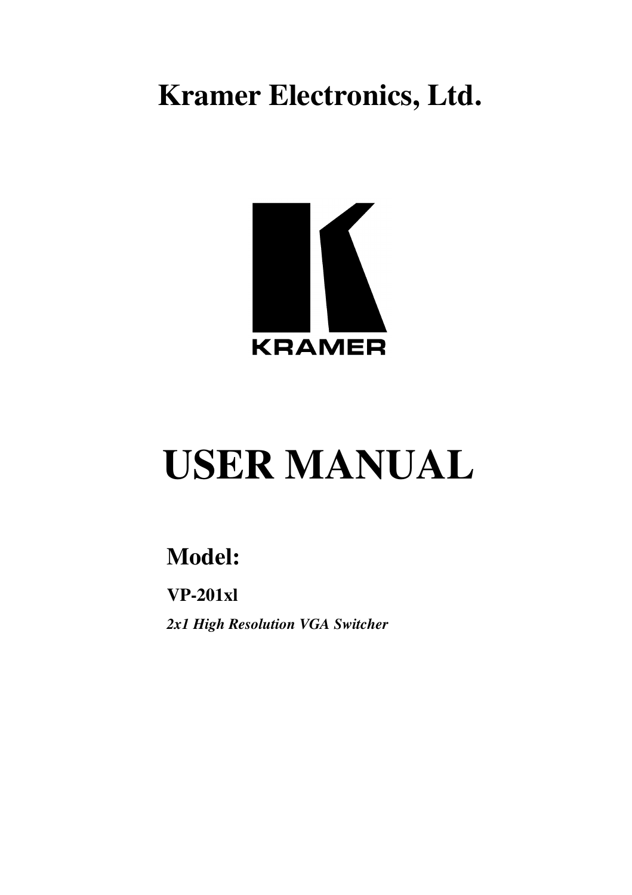# Kramer Electronics, Ltd.

KRAMER

# USER MANUAL

## Model:

**VP-201xl**

***2x1 High Resolution VGA Switcher***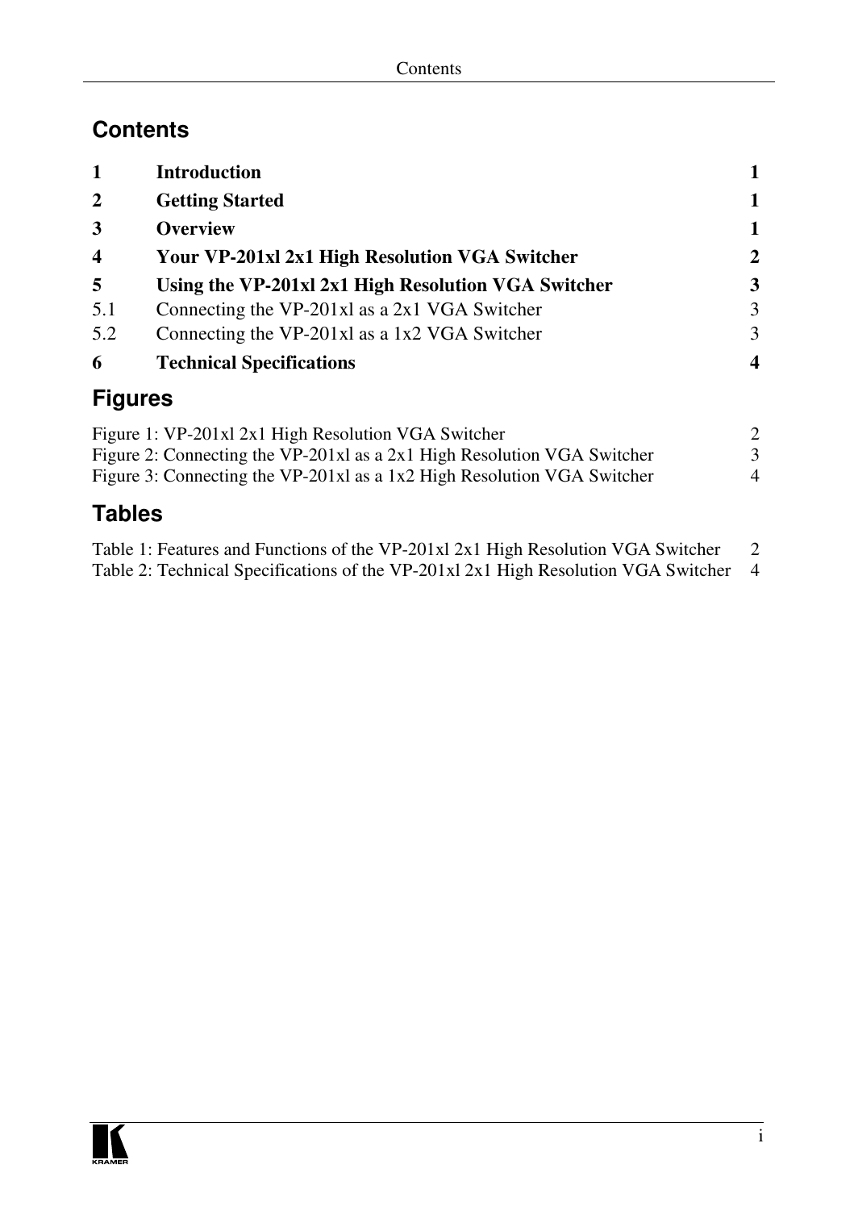# Contents

| | | |
|---|---|---|
| **1** | **Introduction** | **1** |
| **2** | **Getting Started** | **1** |
| **3** | **Overview** | **1** |
| **4** | **Your VP-201xl 2x1 High Resolution VGA Switcher** | **2** |
| **5** | **Using the VP-201xl 2x1 High Resolution VGA Switcher** | **3** |
| 5.1 | Connecting the VP-201xl as a 2x1 VGA Switcher | 3 |
| 5.2 | Connecting the VP-201xl as a 1x2 VGA Switcher | 3 |
| **6** | **Technical Specifications** | **4** |

# Figures

| | |
|---|---|
| Figure 1: VP-201xl 2x1 High Resolution VGA Switcher | 2 |
| Figure 2: Connecting the VP-201xl as a 2x1 High Resolution VGA Switcher | 3 |
| Figure 3: Connecting the VP-201xl as a 1x2 High Resolution VGA Switcher | 4 |

# Tables

| | |
|---|---|
| Table 1: Features and Functions of the VP-201xl 2x1 High Resolution VGA Switcher | 2 |
| Table 2: Technical Specifications of the VP-201xl 2x1 High Resolution VGA Switcher | 4 |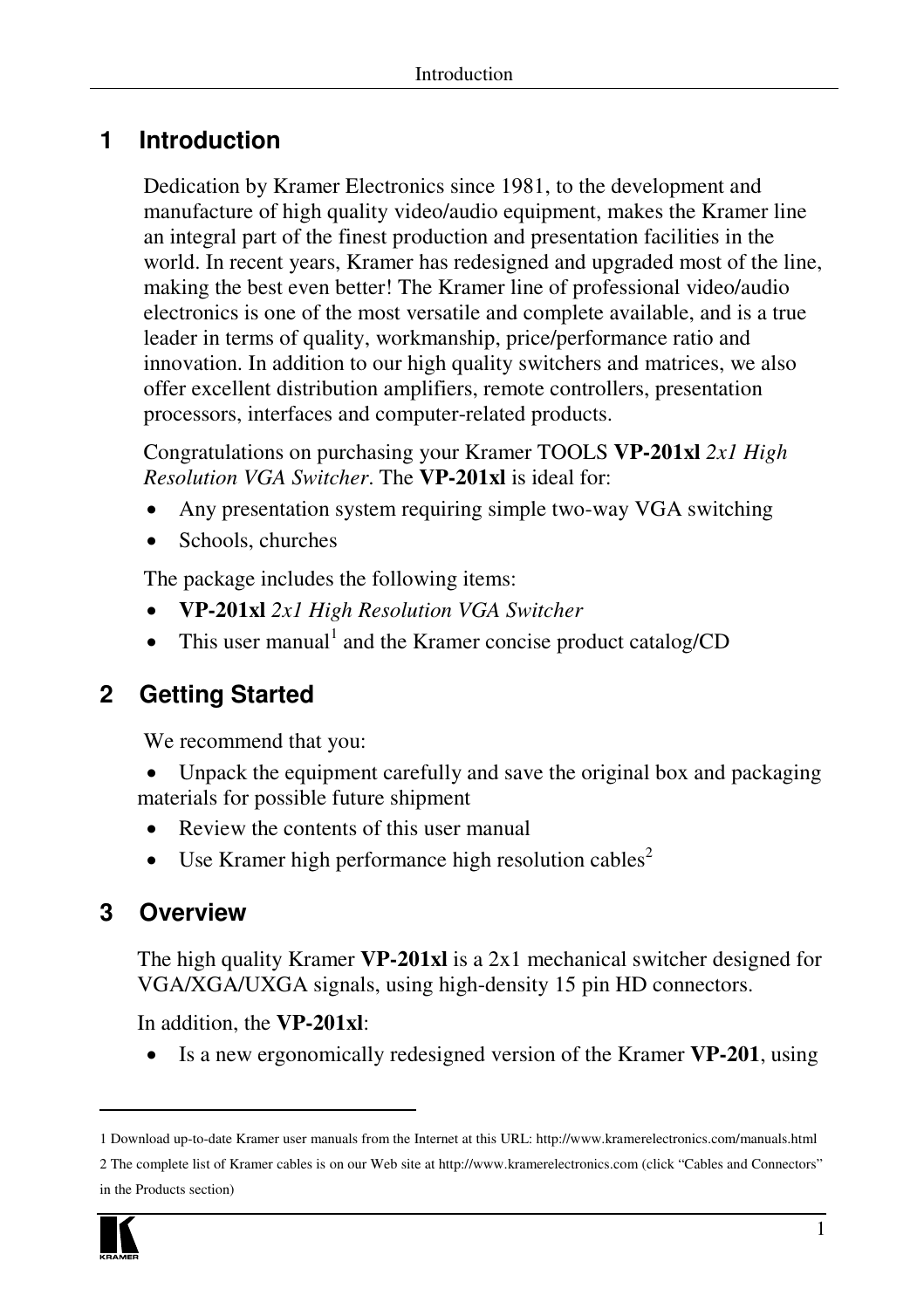# 1 Introduction

Dedication by Kramer Electronics since 1981, to the development and manufacture of high quality video/audio equipment, makes the Kramer line an integral part of the finest production and presentation facilities in the world. In recent years, Kramer has redesigned and upgraded most of the line, making the best even better! The Kramer line of professional video/audio electronics is one of the most versatile and complete available, and is a true leader in terms of quality, workmanship, price/performance ratio and innovation. In addition to our high quality switchers and matrices, we also offer excellent distribution amplifiers, remote controllers, presentation processors, interfaces and computer-related products.

Congratulations on purchasing your Kramer TOOLS **VP-201xl** *2x1 High Resolution VGA Switcher*. The **VP-201xl** is ideal for:

- Any presentation system requiring simple two-way VGA switching
- Schools, churches

The package includes the following items:

- **VP-201xl** *2x1 High Resolution VGA Switcher*
- This user manual[1] and the Kramer concise product catalog/CD

# 2 Getting Started

We recommend that you:

- Unpack the equipment carefully and save the original box and packaging materials for possible future shipment
- Review the contents of this user manual
- Use Kramer high performance high resolution cables[2]

# 3 Overview

The high quality Kramer **VP-201xl** is a 2x1 mechanical switcher designed for VGA/XGA/UXGA signals, using high-density 15 pin HD connectors.

In addition, the **VP-201xl**:

- Is a new ergonomically redesigned version of the Kramer **VP-201**, using

---

1 Download up-to-date Kramer user manuals from the Internet at this URL: http://www.kramerelectronics.com/manuals.html

2 The complete list of Kramer cables is on our Web site at http://www.kramerelectronics.com (click “Cables and Connectors” in the Products section)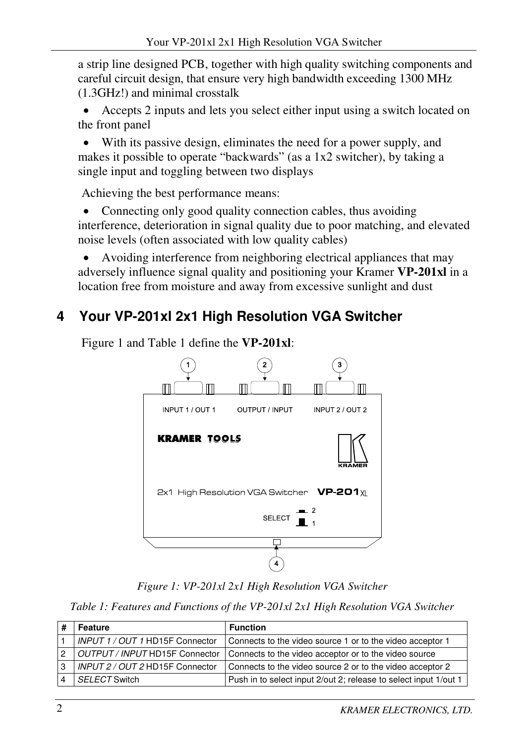a strip line designed PCB, together with high quality switching components and careful circuit design, that ensure very high bandwidth exceeding 1300 MHz (1.3GHz!) and minimal crosstalk

- Accepts 2 inputs and lets you select either input using a switch located on the front panel
- With its passive design, eliminates the need for a power supply, and makes it possible to operate "backwards" (as a 1x2 switcher), by taking a single input and toggling between two displays

Achieving the best performance means:

- Connecting only good quality connection cables, thus avoiding interference, deterioration in signal quality due to poor matching, and elevated noise levels (often associated with low quality cables)
- Avoiding interference from neighboring electrical appliances that may adversely influence signal quality and positioning your Kramer **VP-201xl** in a location free from moisture and away from excessive sunlight and dust

# 4 Your VP-201xl 2x1 High Resolution VGA Switcher

Figure 1 and Table 1 define the **VP-201xl**:

*Figure 1: VP-201xl 2x1 High Resolution VGA Switcher*

*Table 1: Features and Functions of the VP-201xl 2x1 High Resolution VGA Switcher*

| # | Feature | Function |
|---|---|---|
| 1 | *INPUT 1 / OUT 1* HD15F Connector | Connects to the video source 1 or to the video acceptor 1 |
| 2 | *OUTPUT / INPUT* HD15F Connector | Connects to the video acceptor or to the video source |
| 3 | *INPUT 2 / OUT 2* HD15F Connector | Connects to the video source 2 or to the video acceptor 2 |
| 4 | *SELECT* Switch | Push in to select input 2/out 2; release to select input 1/out 1 |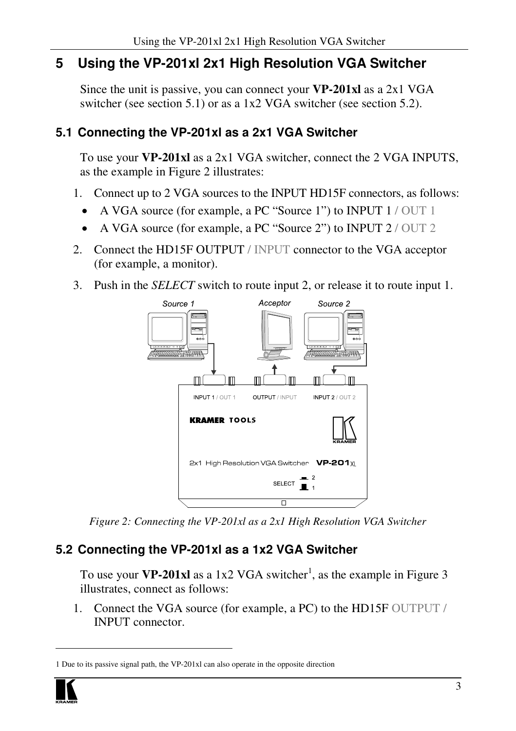# 5 Using the VP-201xl 2x1 High Resolution VGA Switcher

Since the unit is passive, you can connect your **VP-201xl** as a 2x1 VGA switcher (see section 5.1) or as a 1x2 VGA switcher (see section 5.2).

## 5.1 Connecting the VP-201xl as a 2x1 VGA Switcher

To use your **VP-201xl** as a 2x1 VGA switcher, connect the 2 VGA INPUTS, as the example in Figure 2 illustrates:

1. Connect up to 2 VGA sources to the INPUT HD15F connectors, as follows:
   - A VGA source (for example, a PC "Source 1") to INPUT 1 / OUT 1
   - A VGA source (for example, a PC "Source 2") to INPUT 2 / OUT 2
2. Connect the HD15F OUTPUT / INPUT connector to the VGA acceptor (for example, a monitor).
3. Push in the *SELECT* switch to route input 2, or release it to route input 1.

*Figure 2: Connecting the VP-201xl as a 2x1 High Resolution VGA Switcher*

## 5.2 Connecting the VP-201xl as a 1x2 VGA Switcher

To use your **VP-201xl** as a 1x2 VGA switcher[1], as the example in Figure 3 illustrates, connect as follows:

1. Connect the VGA source (for example, a PC) to the HD15F OUTPUT / INPUT connector.

---

1 Due to its passive signal path, the VP-201xl can also operate in the opposite direction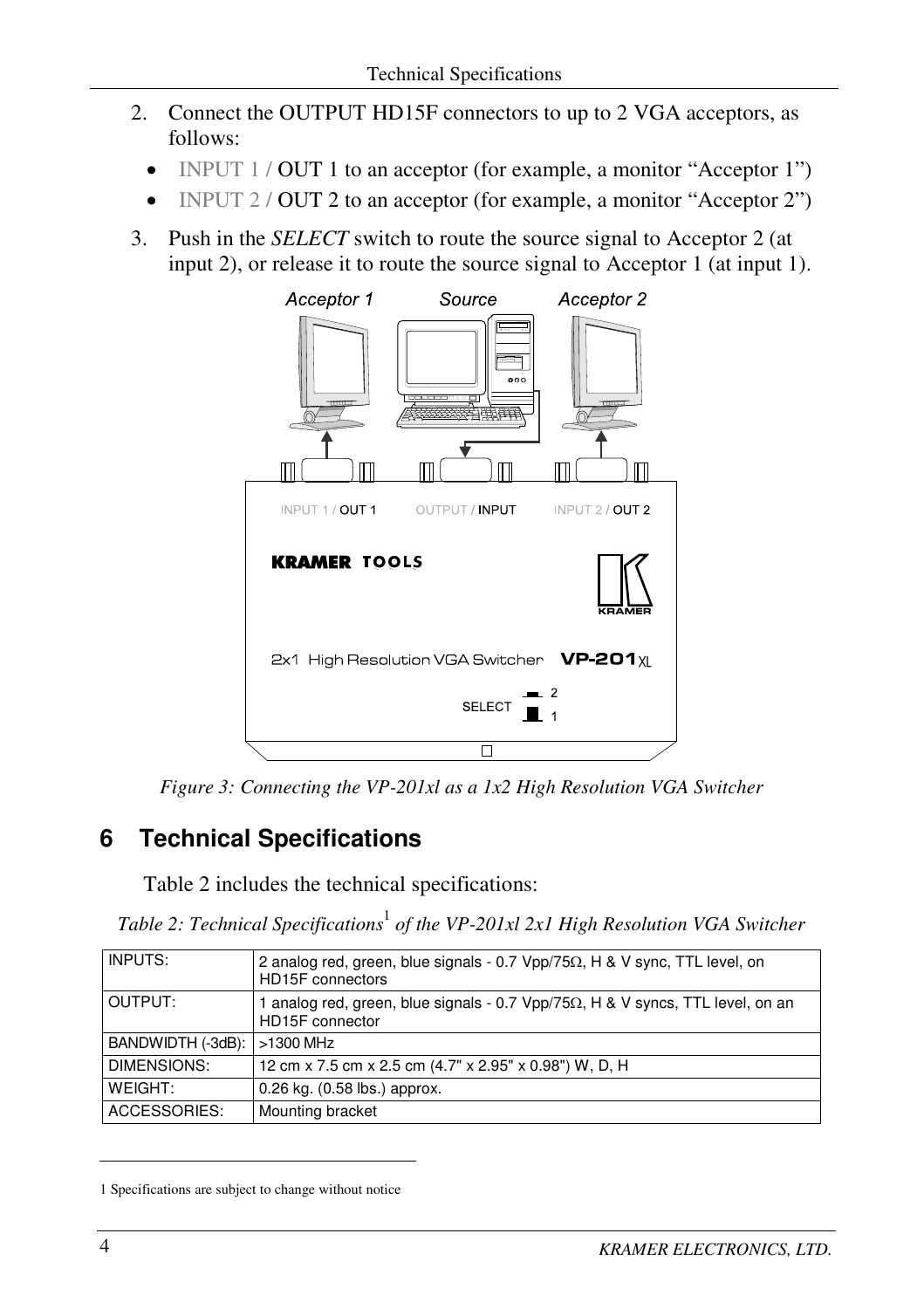2. Connect the OUTPUT HD15F connectors to up to 2 VGA acceptors, as follows:
   - INPUT 1 / OUT 1 to an acceptor (for example, a monitor "Acceptor 1")
   - INPUT 2 / OUT 2 to an acceptor (for example, a monitor "Acceptor 2")
3. Push in the *SELECT* switch to route the source signal to Acceptor 2 (at input 2), or release it to route the source signal to Acceptor 1 (at input 1).

*Figure 3: Connecting the VP-201xl as a 1x2 High Resolution VGA Switcher*

# 6 Technical Specifications

Table 2 includes the technical specifications:

*Table 2: Technical Specifications[1] of the VP-201xl 2x1 High Resolution VGA Switcher*

| | |
|---|---|
| INPUTS: | 2 analog red, green, blue signals - 0.7 Vpp/75Ω, H & V sync, TTL level, on HD15F connectors |
| OUTPUT: | 1 analog red, green, blue signals - 0.7 Vpp/75Ω, H & V syncs, TTL level, on an HD15F connector |
| BANDWIDTH (-3dB): | >1300 MHz |
| DIMENSIONS: | 12 cm x 7.5 cm x 2.5 cm (4.7" x 2.95" x 0.98") W, D, H |
| WEIGHT: | 0.26 kg. (0.58 lbs.) approx. |
| ACCESSORIES: | Mounting bracket |

1 Specifications are subject to change without notice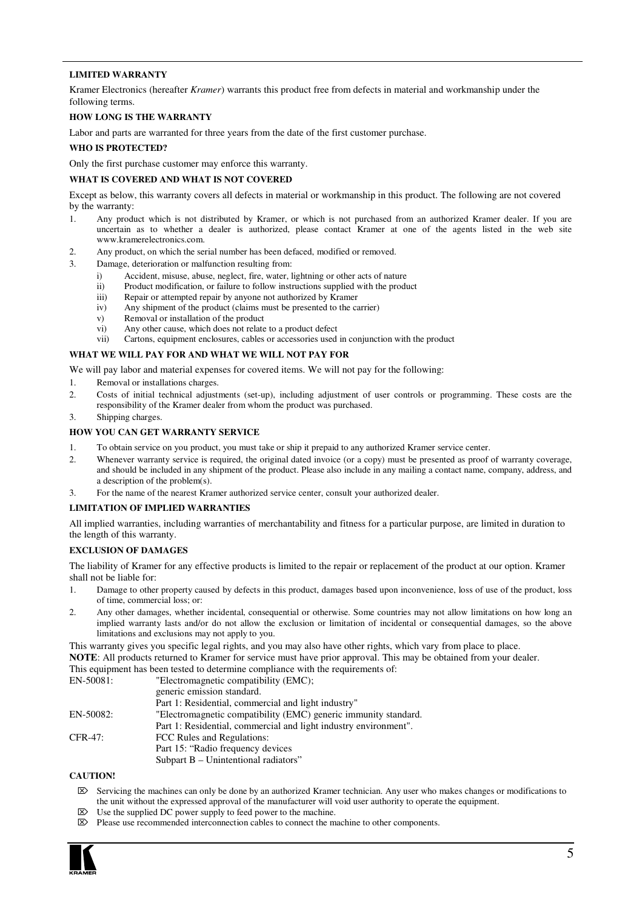### LIMITED WARRANTY

Kramer Electronics (hereafter *Kramer*) warrants this product free from defects in material and workmanship under the following terms.

### HOW LONG IS THE WARRANTY

Labor and parts are warranted for three years from the date of the first customer purchase.

### WHO IS PROTECTED?

Only the first purchase customer may enforce this warranty.

### WHAT IS COVERED AND WHAT IS NOT COVERED

Except as below, this warranty covers all defects in material or workmanship in this product. The following are not covered by the warranty:

1. Any product which is not distributed by Kramer, or which is not purchased from an authorized Kramer dealer. If you are uncertain as to whether a dealer is authorized, please contact Kramer at one of the agents listed in the web site www.kramerelectronics.com.
2. Any product, on which the serial number has been defaced, modified or removed.
3. Damage, deterioration or malfunction resulting from:
   - i) Accident, misuse, abuse, neglect, fire, water, lightning or other acts of nature
   - ii) Product modification, or failure to follow instructions supplied with the product
   - iii) Repair or attempted repair by anyone not authorized by Kramer
   - iv) Any shipment of the product (claims must be presented to the carrier)
   - v) Removal or installation of the product
   - vi) Any other cause, which does not relate to a product defect
   - vii) Cartons, equipment enclosures, cables or accessories used in conjunction with the product

### WHAT WE WILL PAY FOR AND WHAT WE WILL NOT PAY FOR

We will pay labor and material expenses for covered items. We will not pay for the following:

1. Removal or installations charges.
2. Costs of initial technical adjustments (set-up), including adjustment of user controls or programming. These costs are the responsibility of the Kramer dealer from whom the product was purchased.
3. Shipping charges.

### HOW YOU CAN GET WARRANTY SERVICE

1. To obtain service on you product, you must take or ship it prepaid to any authorized Kramer service center.
2. Whenever warranty service is required, the original dated invoice (or a copy) must be presented as proof of warranty coverage, and should be included in any shipment of the product. Please also include in any mailing a contact name, company, address, and a description of the problem(s).
3. For the name of the nearest Kramer authorized service center, consult your authorized dealer.

### LIMITATION OF IMPLIED WARRANTIES

All implied warranties, including warranties of merchantability and fitness for a particular purpose, are limited in duration to the length of this warranty.

### EXCLUSION OF DAMAGES

The liability of Kramer for any effective products is limited to the repair or replacement of the product at our option. Kramer shall not be liable for:

1. Damage to other property caused by defects in this product, damages based upon inconvenience, loss of use of the product, loss of time, commercial loss; or:
2. Any other damages, whether incidental, consequential or otherwise. Some countries may not allow limitations on how long an implied warranty lasts and/or do not allow the exclusion or limitation of incidental or consequential damages, so the above limitations and exclusions may not apply to you.

This warranty gives you specific legal rights, and you may also have other rights, which vary from place to place.

**NOTE**: All products returned to Kramer for service must have prior approval. This may be obtained from your dealer.

This equipment has been tested to determine compliance with the requirements of:

| | |
|---|---|
| EN-50081: | "Electromagnetic compatibility (EMC); generic emission standard. Part 1: Residential, commercial and light industry" |
| EN-50082: | "Electromagnetic compatibility (EMC) generic immunity standard. Part 1: Residential, commercial and light industry environment". |
| CFR-47: | FCC Rules and Regulations: Part 15: "Radio frequency devices Subpart B – Unintentional radiators" |

### CAUTION!

- ⌦ Servicing the machines can only be done by an authorized Kramer technician. Any user who makes changes or modifications to the unit without the expressed approval of the manufacturer will void user authority to operate the equipment.
- ⌦ Use the supplied DC power supply to feed power to the machine.
- ⌦ Please use recommended interconnection cables to connect the machine to other components.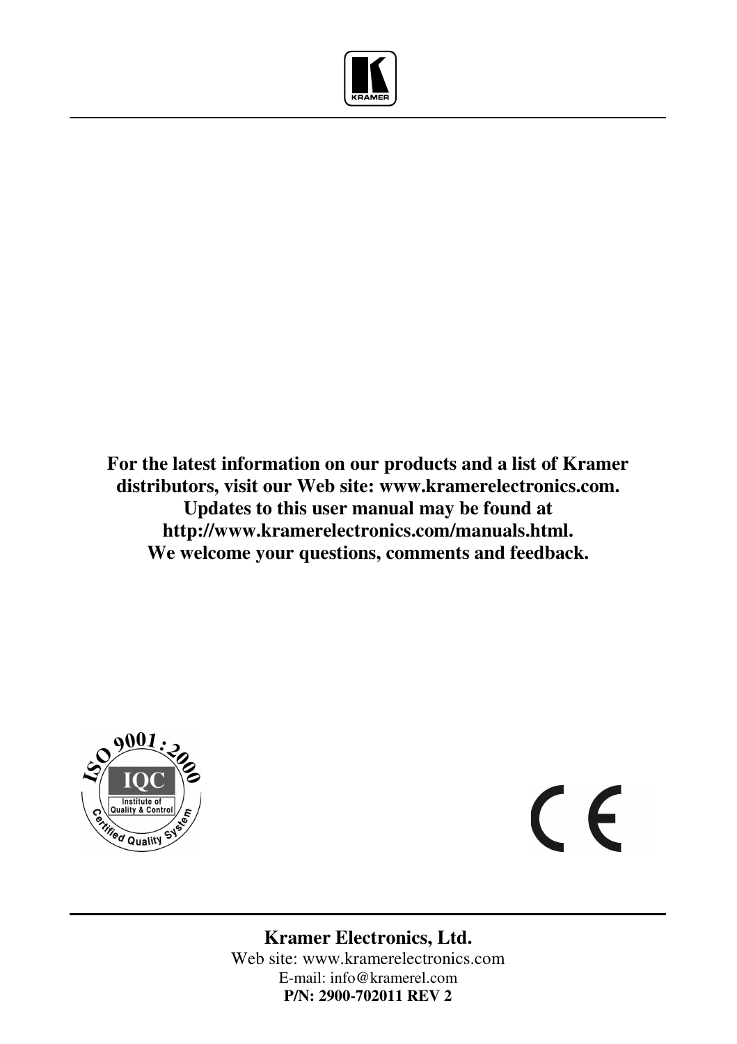**For the latest information on our products and a list of Kramer distributors, visit our Web site: www.kramerelectronics.com. Updates to this user manual may be found at http://www.kramerelectronics.com/manuals.html. We welcome your questions, comments and feedback.**

**Kramer Electronics, Ltd.**

Web site: www.kramerelectronics.com

E-mail: info@kramerel.com

**P/N: 2900-702011 REV 2**